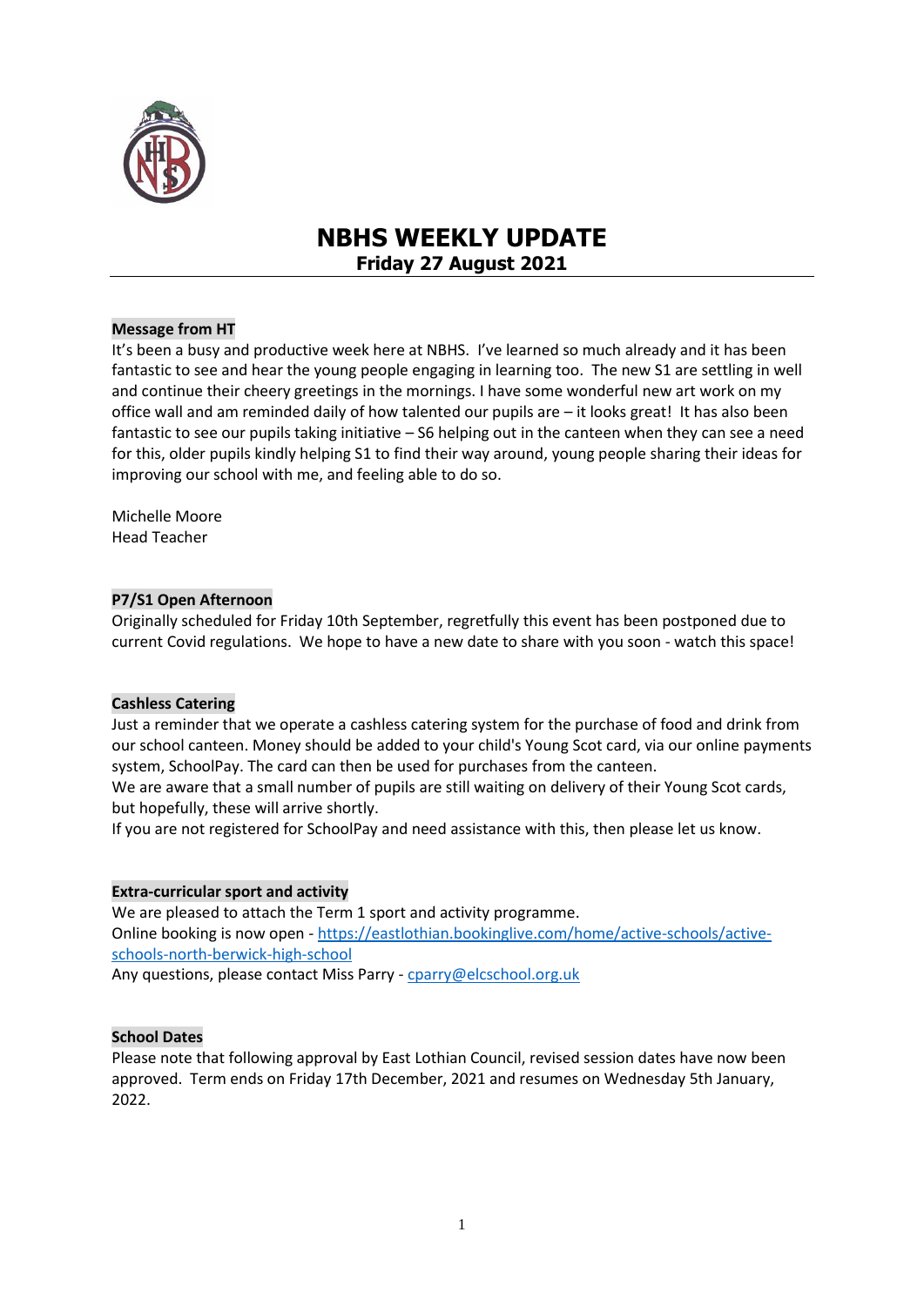# NBHS WEEKLY UPDATE

## Friday 27 August 2021

**Message from HT**

It's been a busy and productive week here at NBHS. I've learned so much already and it has been fantastic to see and hear the young people engaging in learning too. The new S1 are settling in well and continue their cheery greetings in the mornings. I have some wonderful new art work on my office wall and am reminded daily of how talented our pupils are – it looks great! It has also been fantastic to see our pupils taking initiative – S6 helping out in the canteen when they can see a need for this, older pupils kindly helping S1 to find their way around, young people sharing their ideas for improving our school with me, and feeling able to do so.

Michelle Moore
Head Teacher

**P7/S1 Open Afternoon**

Originally scheduled for Friday 10th September, regretfully this event has been postponed due to current Covid regulations. We hope to have a new date to share with you soon - watch this space!

**Cashless Catering**

Just a reminder that we operate a cashless catering system for the purchase of food and drink from our school canteen. Money should be added to your child's Young Scot card, via our online payments system, SchoolPay. The card can then be used for purchases from the canteen.

We are aware that a small number of pupils are still waiting on delivery of their Young Scot cards, but hopefully, these will arrive shortly.

If you are not registered for SchoolPay and need assistance with this, then please let us know.

**Extra-curricular sport and activity**

We are pleased to attach the Term 1 sport and activity programme.

Online booking is now open - https://eastlothian.bookinglive.com/home/active-schools/active-schools-north-berwick-high-school

Any questions, please contact Miss Parry - cparry@elcschool.org.uk

**School Dates**

Please note that following approval by East Lothian Council, revised session dates have now been approved. Term ends on Friday 17th December, 2021 and resumes on Wednesday 5th January, 2022.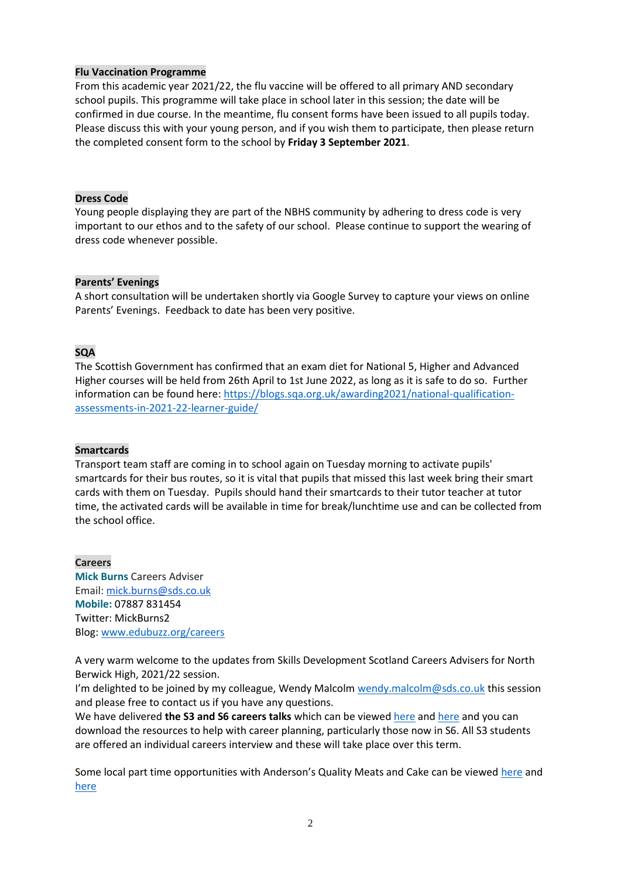**Flu Vaccination Programme**

From this academic year 2021/22, the flu vaccine will be offered to all primary AND secondary school pupils. This programme will take place in school later in this session; the date will be confirmed in due course. In the meantime, flu consent forms have been issued to all pupils today. Please discuss this with your young person, and if you wish them to participate, then please return the completed consent form to the school by **Friday 3 September 2021**.

**Dress Code**

Young people displaying they are part of the NBHS community by adhering to dress code is very important to our ethos and to the safety of our school. Please continue to support the wearing of dress code whenever possible.

**Parents' Evenings**

A short consultation will be undertaken shortly via Google Survey to capture your views on online Parents' Evenings. Feedback to date has been very positive.

**SQA**

The Scottish Government has confirmed that an exam diet for National 5, Higher and Advanced Higher courses will be held from 26th April to 1st June 2022, as long as it is safe to do so. Further information can be found here: https://blogs.sqa.org.uk/awarding2021/national-qualification-assessments-in-2021-22-learner-guide/

**Smartcards**

Transport team staff are coming in to school again on Tuesday morning to activate pupils' smartcards for their bus routes, so it is vital that pupils that missed this last week bring their smart cards with them on Tuesday. Pupils should hand their smartcards to their tutor teacher at tutor time, the activated cards will be available in time for break/lunchtime use and can be collected from the school office.

**Careers**

**Mick Burns** Careers Adviser
Email: mick.burns@sds.co.uk
**Mobile:** 07887 831454
Twitter: MickBurns2
Blog: www.edubuzz.org/careers

A very warm welcome to the updates from Skills Development Scotland Careers Advisers for North Berwick High, 2021/22 session.
I'm delighted to be joined by my colleague, Wendy Malcolm wendy.malcolm@sds.co.uk this session and please free to contact us if you have any questions.
We have delivered **the S3 and S6 careers talks** which can be viewed here and here and you can download the resources to help with career planning, particularly those now in S6. All S3 students are offered an individual careers interview and these will take place over this term.

Some local part time opportunities with Anderson's Quality Meats and Cake can be viewed here and here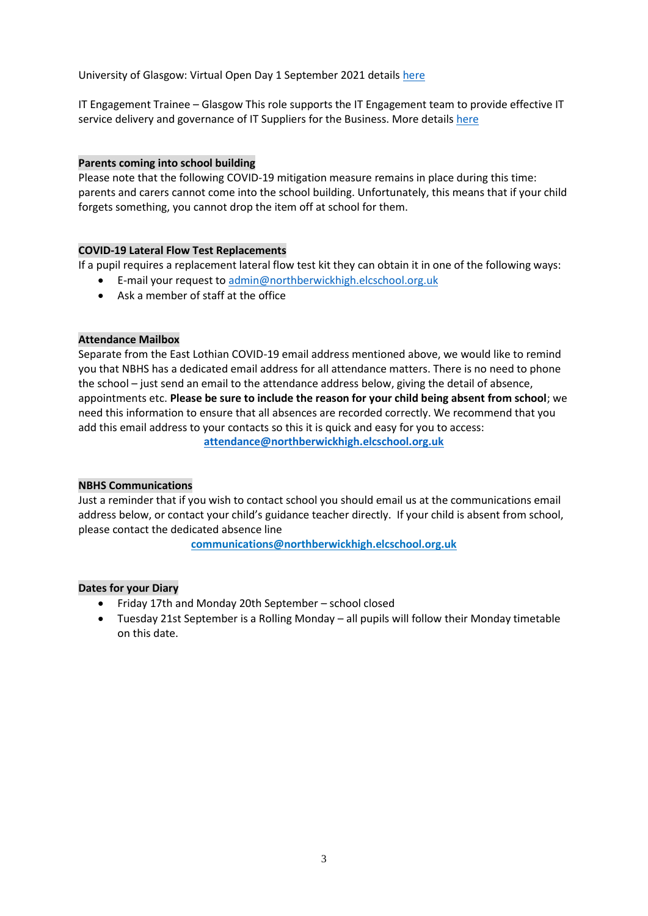University of Glasgow: Virtual Open Day 1 September 2021 details here

IT Engagement Trainee – Glasgow This role supports the IT Engagement team to provide effective IT service delivery and governance of IT Suppliers for the Business. More details here

**Parents coming into school building**

Please note that the following COVID-19 mitigation measure remains in place during this time: parents and carers cannot come into the school building. Unfortunately, this means that if your child forgets something, you cannot drop the item off at school for them.

**COVID-19 Lateral Flow Test Replacements**

If a pupil requires a replacement lateral flow test kit they can obtain it in one of the following ways:

- E-mail your request to admin@northberwickhigh.elcschool.org.uk
- Ask a member of staff at the office

**Attendance Mailbox**

Separate from the East Lothian COVID-19 email address mentioned above, we would like to remind you that NBHS has a dedicated email address for all attendance matters. There is no need to phone the school – just send an email to the attendance address below, giving the detail of absence, appointments etc. **Please be sure to include the reason for your child being absent from school**; we need this information to ensure that all absences are recorded correctly. We recommend that you add this email address to your contacts so this it is quick and easy for you to access:

**attendance@northberwickhigh.elcschool.org.uk**

**NBHS Communications**

Just a reminder that if you wish to contact school you should email us at the communications email address below, or contact your child's guidance teacher directly. If your child is absent from school, please contact the dedicated absence line

**communications@northberwickhigh.elcschool.org.uk**

**Dates for your Diary**

- Friday 17th and Monday 20th September – school closed
- Tuesday 21st September is a Rolling Monday – all pupils will follow their Monday timetable on this date.